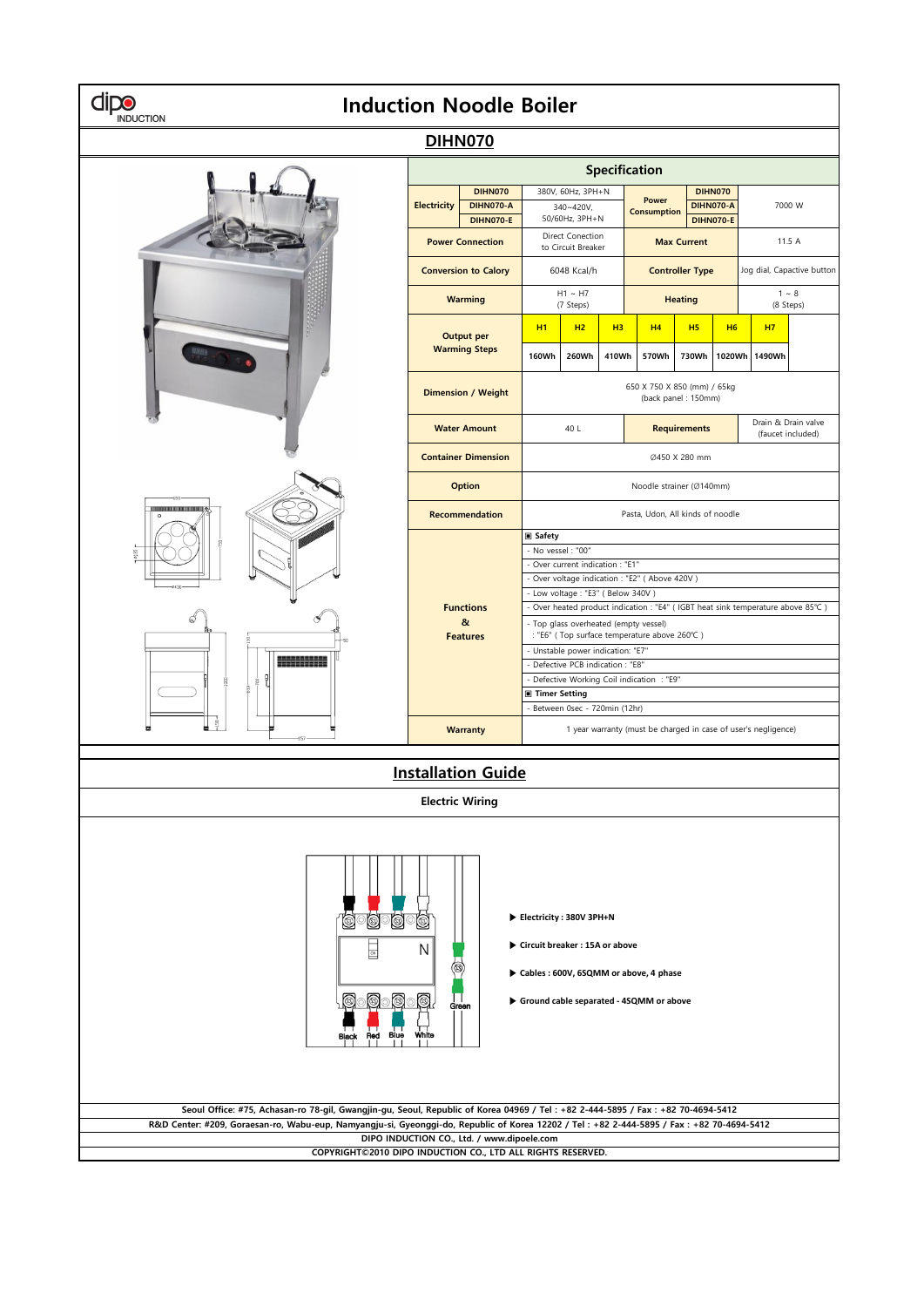# Induction Noodle Boiler

## DIHN070

### Specification

| | | | | | | | |
|---|---|---|---|---|---|---|---|
| **Electricity** | **DIHN070** | 380V, 60Hz, 3PH+N | | **Power Consumption** | **DIHN070** | 7000 W | |
| | **DIHN070-A** | 340~420V, 50/60Hz, 3PH+N | | | **DIHN070-A** | | |
| | **DIHN070-E** | | | | **DIHN070-E** | | |
| **Power Connection** | | Direct Conection to Circuit Breaker | | **Max Current** | | 11.5 A | |
| **Conversion to Calory** | | 6048 Kcal/h | | **Controller Type** | | Jog dial, Capacitive button | |
| **Warming** | | H1 ~ H7 (7 Steps) | | **Heating** | | 1 ~ 8 (8 Steps) | |

| **Output per Warming Steps** | H1 | H2 | H3 | H4 | H5 | H6 | H7 |
|---|---|---|---|---|---|---|---|
| | 160Wh | 260Wh | 410Wh | 570Wh | 730Wh | 1020Wh | 1490Wh |

| | | | |
|---|---|---|---|
| **Dimension / Weight** | 650 X 750 X 850 (mm) / 65kg (back panel : 150mm) | | |
| **Water Amount** | 40 L | **Requirements** | Drain & Drain valve (faucet included) |
| **Container Dimension** | Ø450 X 280 mm | | |
| **Option** | Noodle strainer (Ø140mm) | | |
| **Recommendation** | Pasta, Udon, All kinds of noodle | | |
| **Functions & Features** | ▣ **Safety**<br>- No vessel : "00"<br>- Over current indication : "E1"<br>- Over voltage indication : "E2" ( Above 420V )<br>- Low voltage : "E3" ( Below 340V )<br>- Over heated product indication : "E4" ( IGBT heat sink temperature above 85℃ )<br>- Top glass overheated (empty vessel)<br>: "E6" ( Top surface temperature above 260℃ )<br>- Unstable power indication: "E7"<br>- Defective PCB indication : "E8"<br>- Defective Working Coil indication : "E9"<br>▣ **Timer Setting**<br>- Between 0sec - 720min (12hr) | | |
| **Warranty** | 1 year warranty (must be charged in case of user's negligence) | | |

## Installation Guide

### Electric Wiring

Black Red Blue White Green

- ▶ **Electricity : 380V 3PH+N**
- ▶ **Circuit breaker : 15A or above**
- ▶ **Cables : 600V, 6SQMM or above, 4 phase**
- ▶ **Ground cable separated - 4SQMM or above**

**Seoul Office: #75, Achasan-ro 78-gil, Gwangjin-gu, Seoul, Republic of Korea 04969 / Tel : +82 2-444-5895 / Fax : +82 70-4694-5412**

**R&D Center: #209, Goraesan-ro, Wabu-eup, Namyangju-si, Gyeonggi-do, Republic of Korea 12202 / Tel : +82 2-444-5895 / Fax : +82 70-4694-5412**

**DIPO INDUCTION CO., Ltd. / www.dipoele.com**

**COPYRIGHT©2010 DIPO INDUCTION CO., LTD ALL RIGHTS RESERVED.**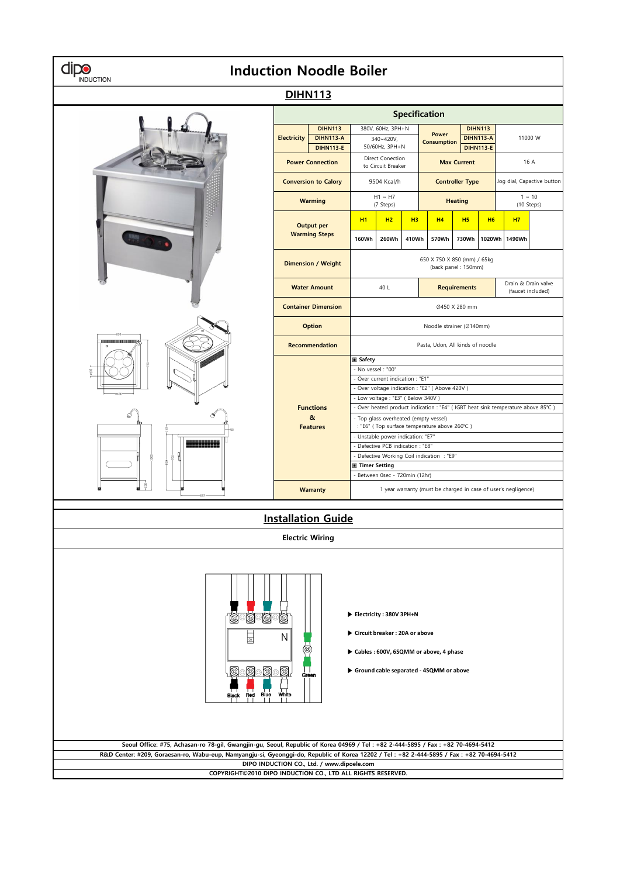# Induction Noodle Boiler

## DIHN113

| Specification | | | | | | | | | |
|---|---|---|---|---|---|---|---|---|---|
| Electricity | DIHN113 | 380V, 60Hz, 3PH+N | | | Power Consumption | DIHN113 | 11000 W | | |
| | DIHN113-A | 340~420V, 50/60Hz, 3PH+N | | | | DIHN113-A | | | |
| | DIHN113-E | | | | | DIHN113-E | | | |
| Power Connection | | Direct Conection to Circuit Breaker | | | Max Current | | 16 A | | |
| Conversion to Calory | | 9504 Kcal/h | | | Controller Type | | Jog dial, Capacitive button | | |
| Warming | | H1 ~ H7 (7 Steps) | | | Heating | | 1 ~ 10 (10 Steps) | | |
| Output per Warming Steps | | H1 | H2 | H3 | H4 | H5 | H6 | H7 | |
| | | 160Wh | 260Wh | 410Wh | 570Wh | 730Wh | 1020Wh | 1490Wh | |
| Dimension / Weight | | 650 X 750 X 850 (mm) / 65kg (back panel : 150mm) | | | | | | | |
| Water Amount | | 40 L | | | Requirements | | Drain & Drain valve (faucet included) | | |
| Container Dimension | | Ø450 X 280 mm | | | | | | | |
| Option | | Noodle strainer (Ø140mm) | | | | | | | |
| Recommendation | | Pasta, Udon, All kinds of noodle | | | | | | | |
| Functions & Features | | ▣ Safety<br>- No vessel : "00"<br>- Over current indication : "E1"<br>- Over voltage indication : "E2" ( Above 420V )<br>- Low voltage : "E3" ( Below 340V )<br>- Over heated product indication : "E4" ( IGBT heat sink temperature above 85℃ )<br>- Top glass overheated (empty vessel)<br>: "E6" ( Top surface temperature above 260℃ )<br>- Unstable power indication: "E7"<br>- Defective PCB indication : "E8"<br>- Defective Working Coil indication : "E9"<br>▣ Timer Setting<br>- Between 0sec - 720min (12hr) | | | | | | | |
| Warranty | | 1 year warranty (must be charged in case of user's negligence) | | | | | | | |

## Installation Guide

### Electric Wiring

Black Red Blue White Green

- ▶ Electricity : 380V 3PH+N
- ▶ Circuit breaker : 20A or above
- ▶ Cables : 600V, 6SQMM or above, 4 phase
- ▶ Ground cable separated - 4SQMM or above

**Seoul Office: #75, Achasan-ro 78-gil, Gwangjin-gu, Seoul, Republic of Korea 04969 / Tel : +82 2-444-5895 / Fax : +82 70-4694-5412**

**R&D Center: #209, Goraesan-ro, Wabu-eup, Namyangju-si, Gyeonggi-do, Republic of Korea 12202 / Tel : +82 2-444-5895 / Fax : +82 70-4694-5412**

**DIPO INDUCTION CO., Ltd. / www.dipoele.com**

**COPYRIGHT©2010 DIPO INDUCTION CO., LTD ALL RIGHTS RESERVED.**